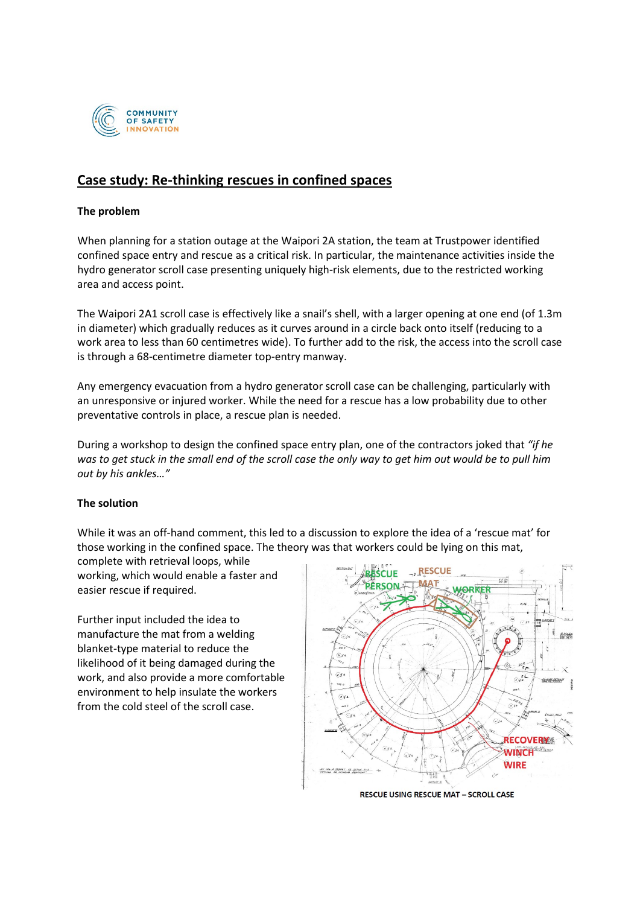# Case study: Re-thinking rescues in confined spaces

**The problem**

When planning for a station outage at the Waipori 2A station, the team at Trustpower identified confined space entry and rescue as a critical risk. In particular, the maintenance activities inside the hydro generator scroll case presenting uniquely high-risk elements, due to the restricted working area and access point.

The Waipori 2A1 scroll case is effectively like a snail's shell, with a larger opening at one end (of 1.3m in diameter) which gradually reduces as it curves around in a circle back onto itself (reducing to a work area to less than 60 centimetres wide). To further add to the risk, the access into the scroll case is through a 68-centimetre diameter top-entry manway.

Any emergency evacuation from a hydro generator scroll case can be challenging, particularly with an unresponsive or injured worker. While the need for a rescue has a low probability due to other preventative controls in place, a rescue plan is needed.

During a workshop to design the confined space entry plan, one of the contractors joked that *"if he was to get stuck in the small end of the scroll case the only way to get him out would be to pull him out by his ankles…"*

**The solution**

While it was an off-hand comment, this led to a discussion to explore the idea of a 'rescue mat' for those working in the confined space. The theory was that workers could be lying on this mat, complete with retrieval loops, while working, which would enable a faster and easier rescue if required.

Further input included the idea to manufacture the mat from a welding blanket-type material to reduce the likelihood of it being damaged during the work, and also provide a more comfortable environment to help insulate the workers from the cold steel of the scroll case.

RESCUE USING RESCUE MAT – SCROLL CASE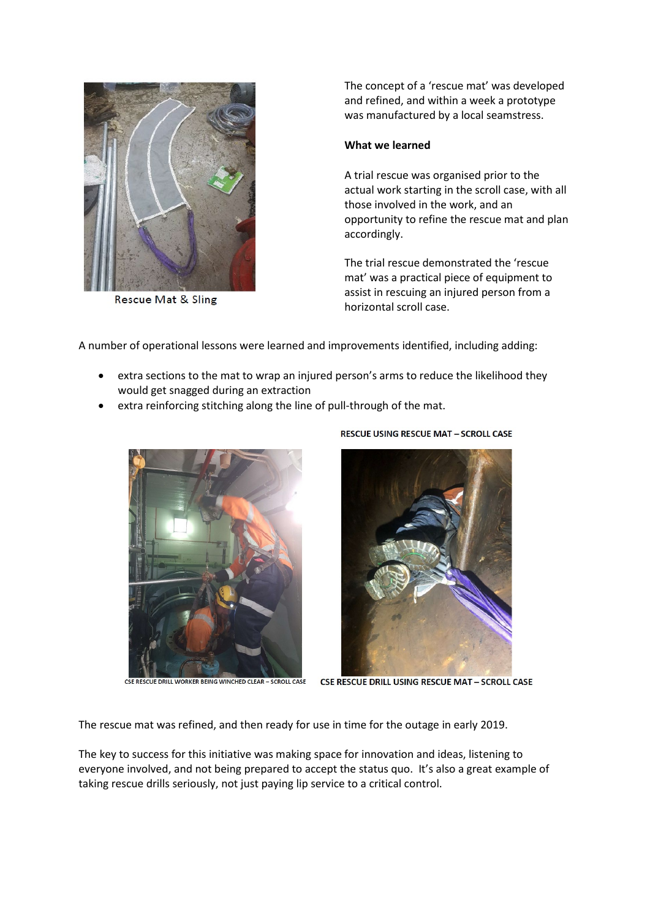Rescue Mat & Sling

The concept of a 'rescue mat' was developed and refined, and within a week a prototype was manufactured by a local seamstress.

**What we learned**

A trial rescue was organised prior to the actual work starting in the scroll case, with all those involved in the work, and an opportunity to refine the rescue mat and plan accordingly.

The trial rescue demonstrated the 'rescue mat' was a practical piece of equipment to assist in rescuing an injured person from a horizontal scroll case.

A number of operational lessons were learned and improvements identified, including adding:

- extra sections to the mat to wrap an injured person's arms to reduce the likelihood they would get snagged during an extraction
- extra reinforcing stitching along the line of pull-through of the mat.

**RESCUE USING RESCUE MAT – SCROLL CASE**

CSE RESCUE DRILL WORKER BEING WINCHED CLEAR – SCROLL CASE

CSE RESCUE DRILL USING RESCUE MAT – SCROLL CASE

The rescue mat was refined, and then ready for use in time for the outage in early 2019.

The key to success for this initiative was making space for innovation and ideas, listening to everyone involved, and not being prepared to accept the status quo. It's also a great example of taking rescue drills seriously, not just paying lip service to a critical control.